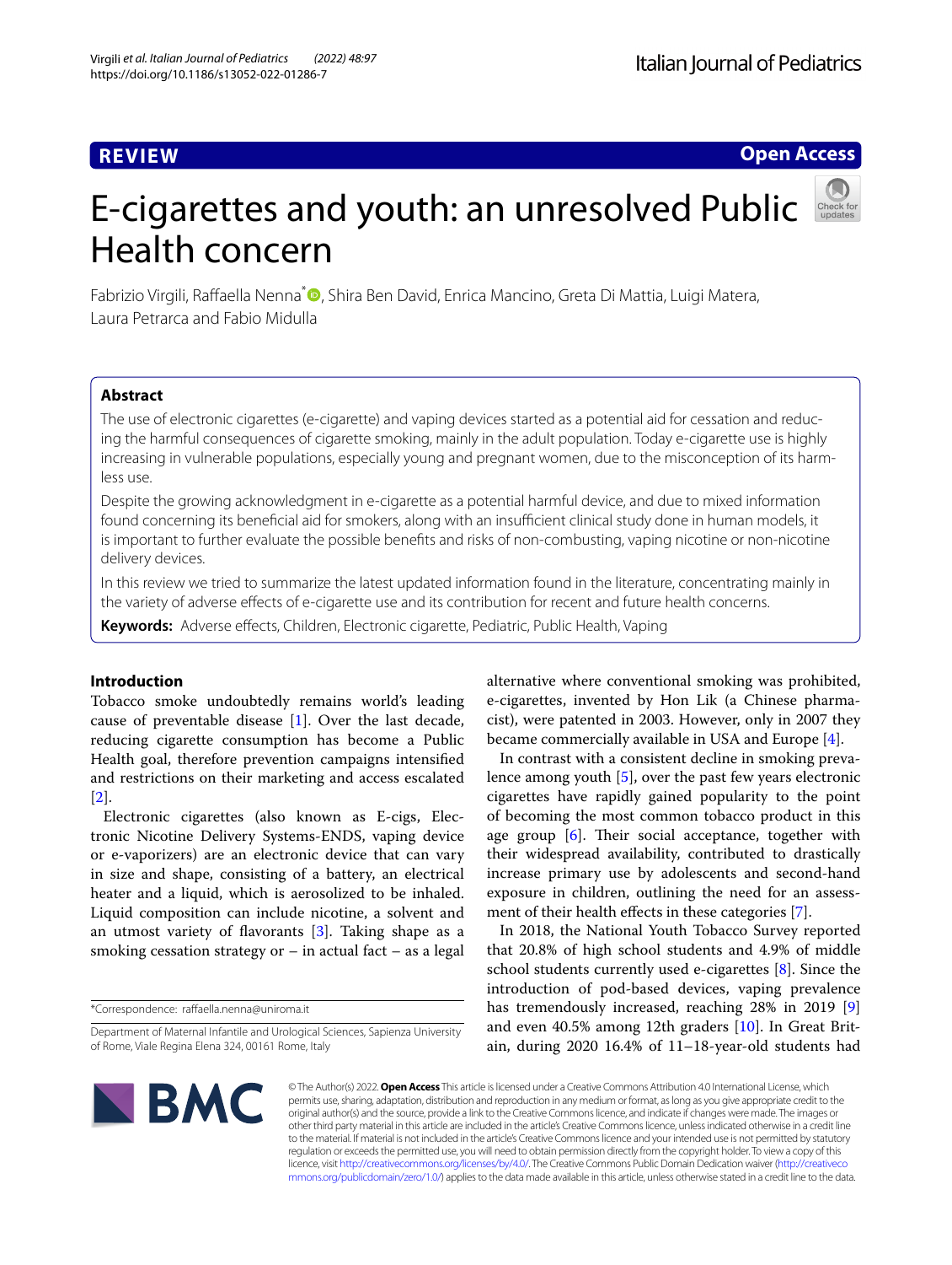**REVIEW** **Open Access**

# E-cigarettes and youth: an unresolved Public Health concern

Fabrizio Virgili, Raffaella Nenna*, Shira Ben David, Enrica Mancino, Greta Di Mattia, Luigi Matera, Laura Petrarca and Fabio Midulla

## Abstract

The use of electronic cigarettes (e-cigarette) and vaping devices started as a potential aid for cessation and reducing the harmful consequences of cigarette smoking, mainly in the adult population. Today e-cigarette use is highly increasing in vulnerable populations, especially young and pregnant women, due to the misconception of its harmless use.

Despite the growing acknowledgment in e-cigarette as a potential harmful device, and due to mixed information found concerning its beneficial aid for smokers, along with an insufficient clinical study done in human models, it is important to further evaluate the possible benefits and risks of non-combusting, vaping nicotine or non-nicotine delivery devices.

In this review we tried to summarize the latest updated information found in the literature, concentrating mainly in the variety of adverse effects of e-cigarette use and its contribution for recent and future health concerns.

**Keywords:** Adverse effects, Children, Electronic cigarette, Pediatric, Public Health, Vaping

*Correspondence: raffaella.nenna@uniroma.it

Department of Maternal Infantile and Urological Sciences, Sapienza University of Rome, Viale Regina Elena 324, 00161 Rome, Italy

## Introduction

Tobacco smoke undoubtedly remains world's leading cause of preventable disease [1]. Over the last decade, reducing cigarette consumption has become a Public Health goal, therefore prevention campaigns intensified and restrictions on their marketing and access escalated [2].

Electronic cigarettes (also known as E-cigs, Electronic Nicotine Delivery Systems-ENDS, vaping device or e-vaporizers) are an electronic device that can vary in size and shape, consisting of a battery, an electrical heater and a liquid, which is aerosolized to be inhaled. Liquid composition can include nicotine, a solvent and an utmost variety of flavorants [3]. Taking shape as a smoking cessation strategy or – in actual fact – as a legal alternative where conventional smoking was prohibited, e-cigarettes, invented by Hon Lik (a Chinese pharmacist), were patented in 2003. However, only in 2007 they became commercially available in USA and Europe [4].

In contrast with a consistent decline in smoking prevalence among youth [5], over the past few years electronic cigarettes have rapidly gained popularity to the point of becoming the most common tobacco product in this age group [6]. Their social acceptance, together with their widespread availability, contributed to drastically increase primary use by adolescents and second-hand exposure in children, outlining the need for an assessment of their health effects in these categories [7].

In 2018, the National Youth Tobacco Survey reported that 20.8% of high school students and 4.9% of middle school students currently used e-cigarettes [8]. Since the introduction of pod-based devices, vaping prevalence has tremendously increased, reaching 28% in 2019 [9] and even 40.5% among 12th graders [10]. In Great Britain, during 2020 16.4% of 11–18-year-old students had

© The Author(s) 2022. **Open Access** This article is licensed under a Creative Commons Attribution 4.0 International License, which permits use, sharing, adaptation, distribution and reproduction in any medium or format, as long as you give appropriate credit to the original author(s) and the source, provide a link to the Creative Commons licence, and indicate if changes were made. The images or other third party material in this article are included in the article's Creative Commons licence, unless indicated otherwise in a credit line to the material. If material is not included in the article's Creative Commons licence and your intended use is not permitted by statutory regulation or exceeds the permitted use, you will need to obtain permission directly from the copyright holder. To view a copy of this licence, visit http://creativecommons.org/licenses/by/4.0/. The Creative Commons Public Domain Dedication waiver (http://creativecommons.org/publicdomain/zero/1.0/) applies to the data made available in this article, unless otherwise stated in a credit line to the data.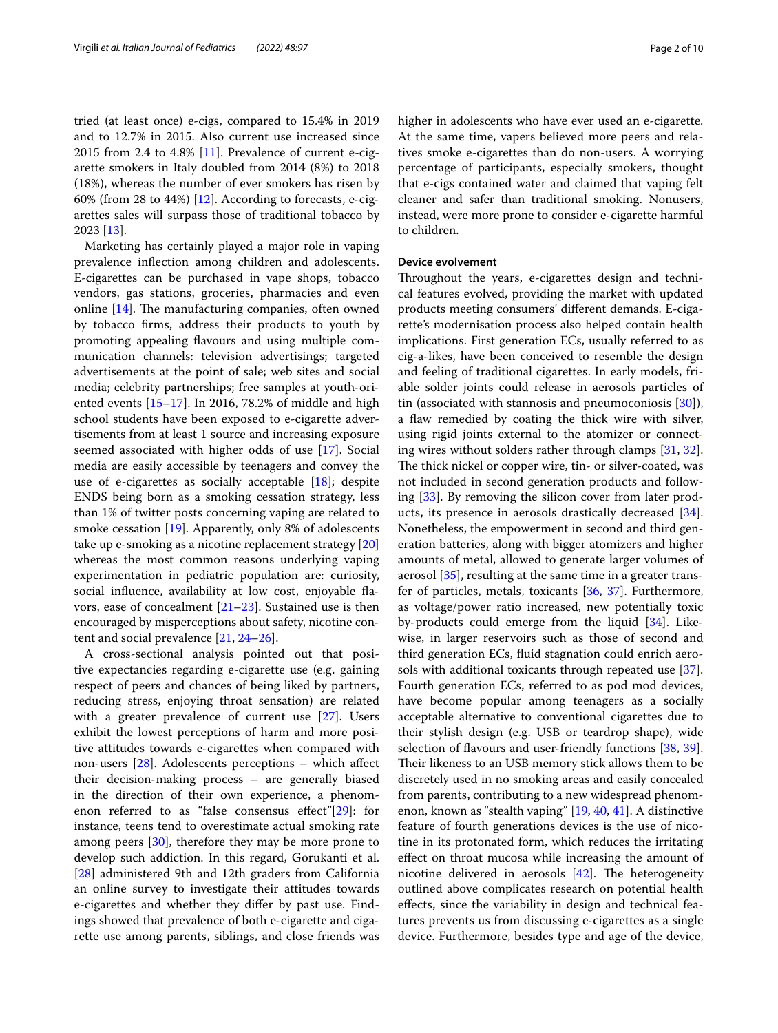tried (at least once) e-cigs, compared to 15.4% in 2019 and to 12.7% in 2015. Also current use increased since 2015 from 2.4 to 4.8% [11]. Prevalence of current e-cigarette smokers in Italy doubled from 2014 (8%) to 2018 (18%), whereas the number of ever smokers has risen by 60% (from 28 to 44%) [12]. According to forecasts, e-cigarettes sales will surpass those of traditional tobacco by 2023 [13].

Marketing has certainly played a major role in vaping prevalence inflection among children and adolescents. E-cigarettes can be purchased in vape shops, tobacco vendors, gas stations, groceries, pharmacies and even online [14]. The manufacturing companies, often owned by tobacco firms, address their products to youth by promoting appealing flavours and using multiple communication channels: television advertisings; targeted advertisements at the point of sale; web sites and social media; celebrity partnerships; free samples at youth-oriented events [15–17]. In 2016, 78.2% of middle and high school students have been exposed to e-cigarette advertisements from at least 1 source and increasing exposure seemed associated with higher odds of use [17]. Social media are easily accessible by teenagers and convey the use of e-cigarettes as socially acceptable [18]; despite ENDS being born as a smoking cessation strategy, less than 1% of twitter posts concerning vaping are related to smoke cessation [19]. Apparently, only 8% of adolescents take up e-smoking as a nicotine replacement strategy [20] whereas the most common reasons underlying vaping experimentation in pediatric population are: curiosity, social influence, availability at low cost, enjoyable flavors, ease of concealment [21–23]. Sustained use is then encouraged by misperceptions about safety, nicotine content and social prevalence [21, 24–26].

A cross-sectional analysis pointed out that positive expectancies regarding e-cigarette use (e.g. gaining respect of peers and chances of being liked by partners, reducing stress, enjoying throat sensation) are related with a greater prevalence of current use [27]. Users exhibit the lowest perceptions of harm and more positive attitudes towards e-cigarettes when compared with non-users [28]. Adolescents perceptions – which affect their decision-making process – are generally biased in the direction of their own experience, a phenomenon referred to as "false consensus effect"[29]: for instance, teens tend to overestimate actual smoking rate among peers [30], therefore they may be more prone to develop such addiction. In this regard, Gorukanti et al. [28] administered 9th and 12th graders from California an online survey to investigate their attitudes towards e-cigarettes and whether they differ by past use. Findings showed that prevalence of both e-cigarette and cigarette use among parents, siblings, and close friends was higher in adolescents who have ever used an e-cigarette. At the same time, vapers believed more peers and relatives smoke e-cigarettes than do non-users. A worrying percentage of participants, especially smokers, thought that e-cigs contained water and claimed that vaping felt cleaner and safer than traditional smoking. Nonusers, instead, were more prone to consider e-cigarette harmful to children.

#### Device evolvement

Throughout the years, e-cigarettes design and technical features evolved, providing the market with updated products meeting consumers' different demands. E-cigarette's modernisation process also helped contain health implications. First generation ECs, usually referred to as cig-a-likes, have been conceived to resemble the design and feeling of traditional cigarettes. In early models, friable solder joints could release in aerosols particles of tin (associated with stannosis and pneumoconiosis [30]), a flaw remedied by coating the thick wire with silver, using rigid joints external to the atomizer or connecting wires without solders rather through clamps [31, 32]. The thick nickel or copper wire, tin- or silver-coated, was not included in second generation products and following [33]. By removing the silicon cover from later products, its presence in aerosols drastically decreased [34]. Nonetheless, the empowerment in second and third generation batteries, along with bigger atomizers and higher amounts of metal, allowed to generate larger volumes of aerosol [35], resulting at the same time in a greater transfer of particles, metals, toxicants [36, 37]. Furthermore, as voltage/power ratio increased, new potentially toxic by-products could emerge from the liquid [34]. Likewise, in larger reservoirs such as those of second and third generation ECs, fluid stagnation could enrich aerosols with additional toxicants through repeated use [37]. Fourth generation ECs, referred to as pod mod devices, have become popular among teenagers as a socially acceptable alternative to conventional cigarettes due to their stylish design (e.g. USB or teardrop shape), wide selection of flavours and user-friendly functions [38, 39]. Their likeness to an USB memory stick allows them to be discretely used in no smoking areas and easily concealed from parents, contributing to a new widespread phenomenon, known as "stealth vaping" [19, 40, 41]. A distinctive feature of fourth generations devices is the use of nicotine in its protonated form, which reduces the irritating effect on throat mucosa while increasing the amount of nicotine delivered in aerosols [42]. The heterogeneity outlined above complicates research on potential health effects, since the variability in design and technical features prevents us from discussing e-cigarettes as a single device. Furthermore, besides type and age of the device,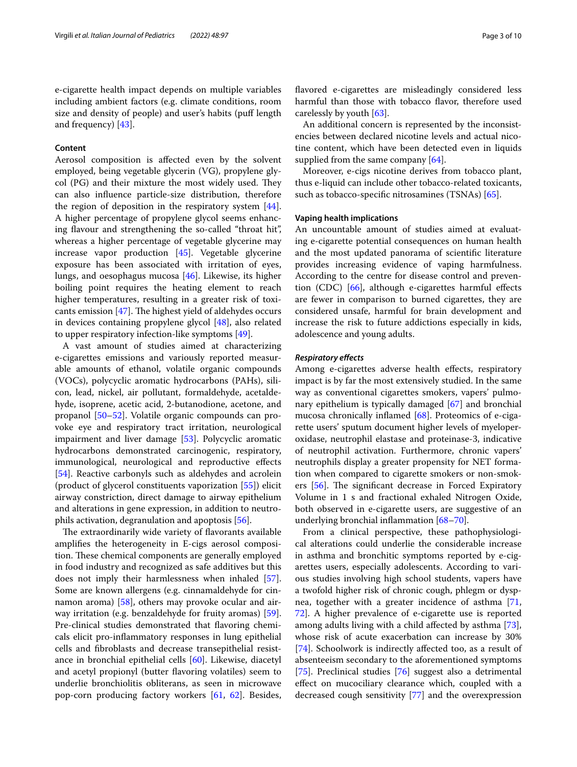e-cigarette health impact depends on multiple variables including ambient factors (e.g. climate conditions, room size and density of people) and user's habits (puff length and frequency) [43].

### Content

Aerosol composition is affected even by the solvent employed, being vegetable glycerin (VG), propylene glycol (PG) and their mixture the most widely used. They can also influence particle-size distribution, therefore the region of deposition in the respiratory system [44]. A higher percentage of propylene glycol seems enhancing flavour and strengthening the so-called "throat hit", whereas a higher percentage of vegetable glycerine may increase vapor production [45]. Vegetable glycerine exposure has been associated with irritation of eyes, lungs, and oesophagus mucosa [46]. Likewise, its higher boiling point requires the heating element to reach higher temperatures, resulting in a greater risk of toxicants emission [47]. The highest yield of aldehydes occurs in devices containing propylene glycol [48], also related to upper respiratory infection-like symptoms [49].

A vast amount of studies aimed at characterizing e-cigarettes emissions and variously reported measurable amounts of ethanol, volatile organic compounds (VOCs), polycyclic aromatic hydrocarbons (PAHs), silicon, lead, nickel, air pollutant, formaldehyde, acetaldehyde, isoprene, acetic acid, 2-butanodione, acetone, and propanol [50–52]. Volatile organic compounds can provoke eye and respiratory tract irritation, neurological impairment and liver damage [53]. Polycyclic aromatic hydrocarbons demonstrated carcinogenic, respiratory, immunological, neurological and reproductive effects [54]. Reactive carbonyls such as aldehydes and acrolein (product of glycerol constituents vaporization [55]) elicit airway constriction, direct damage to airway epithelium and alterations in gene expression, in addition to neutrophils activation, degranulation and apoptosis [56].

The extraordinarily wide variety of flavorants available amplifies the heterogeneity in E-cigs aerosol composition. These chemical components are generally employed in food industry and recognized as safe additives but this does not imply their harmlessness when inhaled [57]. Some are known allergens (e.g. cinnamaldehyde for cinnamon aroma) [58], others may provoke ocular and airway irritation (e.g. benzaldehyde for fruity aromas) [59]. Pre-clinical studies demonstrated that flavoring chemicals elicit pro-inflammatory responses in lung epithelial cells and fibroblasts and decrease transepithelial resistance in bronchial epithelial cells [60]. Likewise, diacetyl and acetyl propionyl (butter flavoring volatiles) seem to underlie bronchiolitis obliterans, as seen in microwave pop-corn producing factory workers [61, 62]. Besides, flavored e-cigarettes are misleadingly considered less harmful than those with tobacco flavor, therefore used carelessly by youth [63].

An additional concern is represented by the inconsistencies between declared nicotine levels and actual nicotine content, which have been detected even in liquids supplied from the same company [64].

Moreover, e-cigs nicotine derives from tobacco plant, thus e-liquid can include other tobacco-related toxicants, such as tobacco-specific nitrosamines (TSNAs) [65].

### Vaping health implications

An uncountable amount of studies aimed at evaluating e-cigarette potential consequences on human health and the most updated panorama of scientific literature provides increasing evidence of vaping harmfulness. According to the centre for disease control and prevention (CDC) [66], although e-cigarettes harmful effects are fewer in comparison to burned cigarettes, they are considered unsafe, harmful for brain development and increase the risk to future addictions especially in kids, adolescence and young adults.

#### *Respiratory effects*

Among e-cigarettes adverse health effects, respiratory impact is by far the most extensively studied. In the same way as conventional cigarettes smokers, vapers' pulmonary epithelium is typically damaged [67] and bronchial mucosa chronically inflamed [68]. Proteomics of e-cigarette users' sputum document higher levels of myeloperoxidase, neutrophil elastase and proteinase-3, indicative of neutrophil activation. Furthermore, chronic vapers' neutrophils display a greater propensity for NET formation when compared to cigarette smokers or non-smokers [56]. The significant decrease in Forced Expiratory Volume in 1 s and fractional exhaled Nitrogen Oxide, both observed in e-cigarette users, are suggestive of an underlying bronchial inflammation [68–70].

From a clinical perspective, these pathophysiological alterations could underlie the considerable increase in asthma and bronchitic symptoms reported by e-cigarettes users, especially adolescents. According to various studies involving high school students, vapers have a twofold higher risk of chronic cough, phlegm or dyspnea, together with a greater incidence of asthma [71, 72]. A higher prevalence of e-cigarette use is reported among adults living with a child affected by asthma [73], whose risk of acute exacerbation can increase by 30% [74]. Schoolwork is indirectly affected too, as a result of absenteeism secondary to the aforementioned symptoms [75]. Preclinical studies [76] suggest also a detrimental effect on mucociliary clearance which, coupled with a decreased cough sensitivity [77] and the overexpression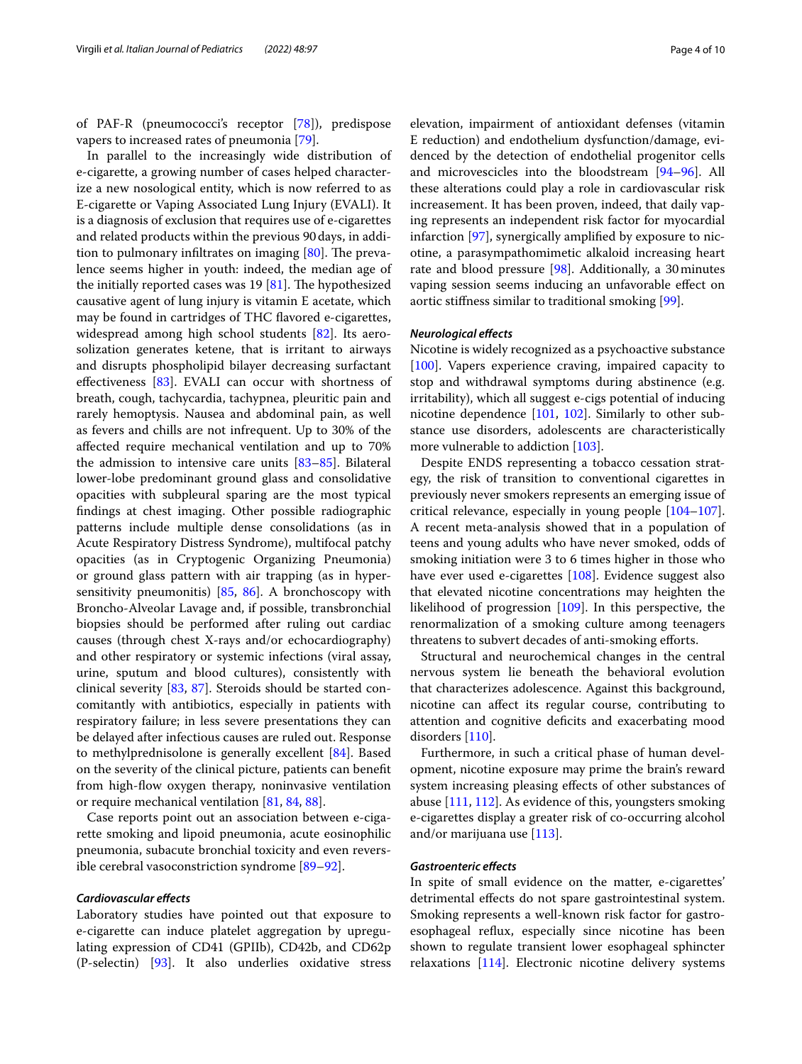of PAF-R (pneumococci's receptor [78]), predispose vapers to increased rates of pneumonia [79].

In parallel to the increasingly wide distribution of e-cigarette, a growing number of cases helped characterize a new nosological entity, which is now referred to as E-cigarette or Vaping Associated Lung Injury (EVALI). It is a diagnosis of exclusion that requires use of e-cigarettes and related products within the previous 90 days, in addition to pulmonary infiltrates on imaging [80]. The prevalence seems higher in youth: indeed, the median age of the initially reported cases was 19 [81]. The hypothesized causative agent of lung injury is vitamin E acetate, which may be found in cartridges of THC flavored e-cigarettes, widespread among high school students [82]. Its aerosolization generates ketene, that is irritant to airways and disrupts phospholipid bilayer decreasing surfactant effectiveness [83]. EVALI can occur with shortness of breath, cough, tachycardia, tachypnea, pleuritic pain and rarely hemoptysis. Nausea and abdominal pain, as well as fevers and chills are not infrequent. Up to 30% of the affected require mechanical ventilation and up to 70% the admission to intensive care units [83–85]. Bilateral lower-lobe predominant ground glass and consolidative opacities with subpleural sparing are the most typical findings at chest imaging. Other possible radiographic patterns include multiple dense consolidations (as in Acute Respiratory Distress Syndrome), multifocal patchy opacities (as in Cryptogenic Organizing Pneumonia) or ground glass pattern with air trapping (as in hypersensitivity pneumonitis) [85, 86]. A bronchoscopy with Broncho-Alveolar Lavage and, if possible, transbronchial biopsies should be performed after ruling out cardiac causes (through chest X-rays and/or echocardiography) and other respiratory or systemic infections (viral assay, urine, sputum and blood cultures), consistently with clinical severity [83, 87]. Steroids should be started concomitantly with antibiotics, especially in patients with respiratory failure; in less severe presentations they can be delayed after infectious causes are ruled out. Response to methylprednisolone is generally excellent [84]. Based on the severity of the clinical picture, patients can benefit from high-flow oxygen therapy, noninvasive ventilation or require mechanical ventilation [81, 84, 88].

Case reports point out an association between e-cigarette smoking and lipoid pneumonia, acute eosinophilic pneumonia, subacute bronchial toxicity and even reversible cerebral vasoconstriction syndrome [89–92].

#### *Cardiovascular effects*

Laboratory studies have pointed out that exposure to e-cigarette can induce platelet aggregation by upregulating expression of CD41 (GPIIb), CD42b, and CD62p (P-selectin) [93]. It also underlies oxidative stress elevation, impairment of antioxidant defenses (vitamin E reduction) and endothelium dysfunction/damage, evidenced by the detection of endothelial progenitor cells and microvescicles into the bloodstream [94–96]. All these alterations could play a role in cardiovascular risk increasement. It has been proven, indeed, that daily vaping represents an independent risk factor for myocardial infarction [97], synergically amplified by exposure to nicotine, a parasympathomimetic alkaloid increasing heart rate and blood pressure [98]. Additionally, a 30 minutes vaping session seems inducing an unfavorable effect on aortic stiffness similar to traditional smoking [99].

#### *Neurological effects*

Nicotine is widely recognized as a psychoactive substance [100]. Vapers experience craving, impaired capacity to stop and withdrawal symptoms during abstinence (e.g. irritability), which all suggest e-cigs potential of inducing nicotine dependence [101, 102]. Similarly to other substance use disorders, adolescents are characteristically more vulnerable to addiction [103].

Despite ENDS representing a tobacco cessation strategy, the risk of transition to conventional cigarettes in previously never smokers represents an emerging issue of critical relevance, especially in young people [104–107]. A recent meta-analysis showed that in a population of teens and young adults who have never smoked, odds of smoking initiation were 3 to 6 times higher in those who have ever used e-cigarettes [108]. Evidence suggest also that elevated nicotine concentrations may heighten the likelihood of progression [109]. In this perspective, the renormalization of a smoking culture among teenagers threatens to subvert decades of anti-smoking efforts.

Structural and neurochemical changes in the central nervous system lie beneath the behavioral evolution that characterizes adolescence. Against this background, nicotine can affect its regular course, contributing to attention and cognitive deficits and exacerbating mood disorders [110].

Furthermore, in such a critical phase of human development, nicotine exposure may prime the brain's reward system increasing pleasing effects of other substances of abuse [111, 112]. As evidence of this, youngsters smoking e-cigarettes display a greater risk of co-occurring alcohol and/or marijuana use [113].

#### *Gastroenteric effects*

In spite of small evidence on the matter, e-cigarettes' detrimental effects do not spare gastrointestinal system. Smoking represents a well-known risk factor for gastroesophageal reflux, especially since nicotine has been shown to regulate transient lower esophageal sphincter relaxations [114]. Electronic nicotine delivery systems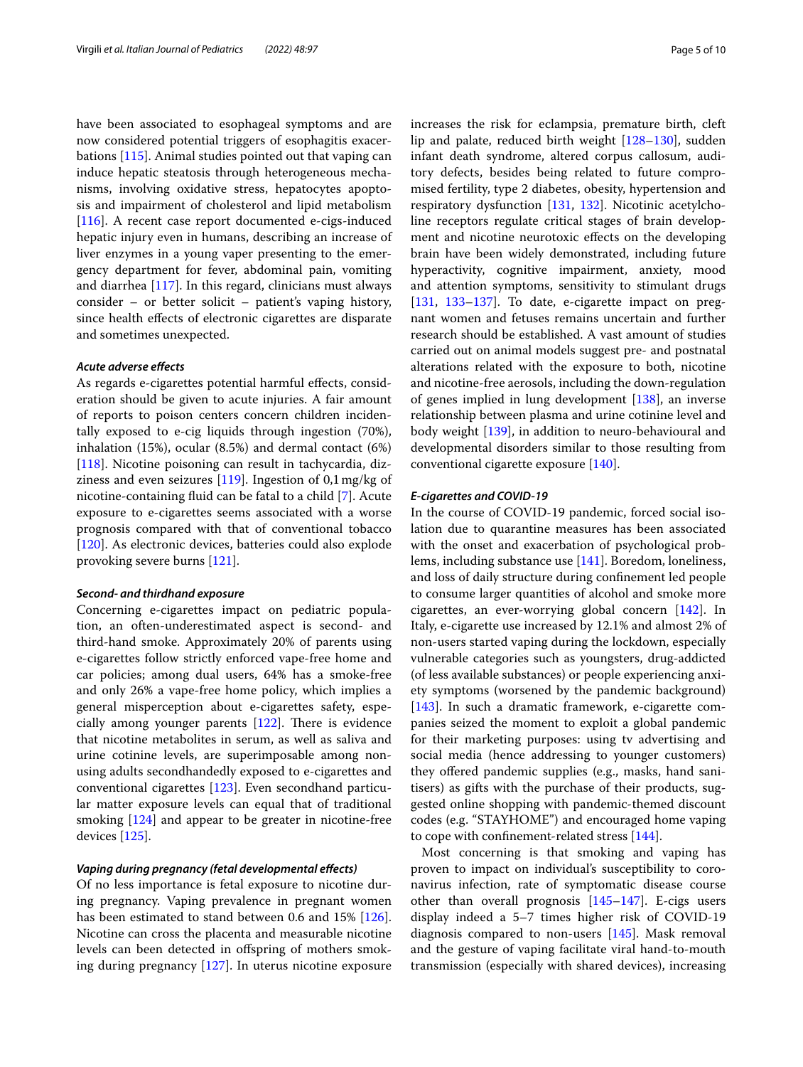have been associated to esophageal symptoms and are now considered potential triggers of esophagitis exacerbations [115]. Animal studies pointed out that vaping can induce hepatic steatosis through heterogeneous mechanisms, involving oxidative stress, hepatocytes apoptosis and impairment of cholesterol and lipid metabolism [116]. A recent case report documented e-cigs-induced hepatic injury even in humans, describing an increase of liver enzymes in a young vaper presenting to the emergency department for fever, abdominal pain, vomiting and diarrhea [117]. In this regard, clinicians must always consider – or better solicit – patient's vaping history, since health effects of electronic cigarettes are disparate and sometimes unexpected.

### *Acute adverse effects*

As regards e-cigarettes potential harmful effects, consideration should be given to acute injuries. A fair amount of reports to poison centers concern children incidentally exposed to e-cig liquids through ingestion (70%), inhalation (15%), ocular (8.5%) and dermal contact (6%) [118]. Nicotine poisoning can result in tachycardia, dizziness and even seizures [119]. Ingestion of 0,1 mg/kg of nicotine-containing fluid can be fatal to a child [7]. Acute exposure to e-cigarettes seems associated with a worse prognosis compared with that of conventional tobacco [120]. As electronic devices, batteries could also explode provoking severe burns [121].

### *Second- and thirdhand exposure*

Concerning e-cigarettes impact on pediatric population, an often-underestimated aspect is second- and third-hand smoke. Approximately 20% of parents using e-cigarettes follow strictly enforced vape-free home and car policies; among dual users, 64% has a smoke-free and only 26% a vape-free home policy, which implies a general misperception about e-cigarettes safety, especially among younger parents [122]. There is evidence that nicotine metabolites in serum, as well as saliva and urine cotinine levels, are superimposable among non-using adults secondhandedly exposed to e-cigarettes and conventional cigarettes [123]. Even secondhand particular matter exposure levels can equal that of traditional smoking [124] and appear to be greater in nicotine-free devices [125].

### *Vaping during pregnancy (fetal developmental effects)*

Of no less importance is fetal exposure to nicotine during pregnancy. Vaping prevalence in pregnant women has been estimated to stand between 0.6 and 15% [126]. Nicotine can cross the placenta and measurable nicotine levels can been detected in offspring of mothers smoking during pregnancy [127]. In uterus nicotine exposure increases the risk for eclampsia, premature birth, cleft lip and palate, reduced birth weight [128–130], sudden infant death syndrome, altered corpus callosum, auditory defects, besides being related to future compromised fertility, type 2 diabetes, obesity, hypertension and respiratory dysfunction [131, 132]. Nicotinic acetylcholine receptors regulate critical stages of brain development and nicotine neurotoxic effects on the developing brain have been widely demonstrated, including future hyperactivity, cognitive impairment, anxiety, mood and attention symptoms, sensitivity to stimulant drugs [131, 133–137]. To date, e-cigarette impact on pregnant women and fetuses remains uncertain and further research should be established. A vast amount of studies carried out on animal models suggest pre- and postnatal alterations related with the exposure to both, nicotine and nicotine-free aerosols, including the down-regulation of genes implied in lung development [138], an inverse relationship between plasma and urine cotinine level and body weight [139], in addition to neuro-behavioural and developmental disorders similar to those resulting from conventional cigarette exposure [140].

### *E-cigarettes and COVID-19*

In the course of COVID-19 pandemic, forced social isolation due to quarantine measures has been associated with the onset and exacerbation of psychological problems, including substance use [141]. Boredom, loneliness, and loss of daily structure during confinement led people to consume larger quantities of alcohol and smoke more cigarettes, an ever-worrying global concern [142]. In Italy, e-cigarette use increased by 12.1% and almost 2% of non-users started vaping during the lockdown, especially vulnerable categories such as youngsters, drug-addicted (of less available substances) or people experiencing anxiety symptoms (worsened by the pandemic background) [143]. In such a dramatic framework, e-cigarette companies seized the moment to exploit a global pandemic for their marketing purposes: using tv advertising and social media (hence addressing to younger customers) they offered pandemic supplies (e.g., masks, hand sanitisers) as gifts with the purchase of their products, suggested online shopping with pandemic-themed discount codes (e.g. "STAYHOME") and encouraged home vaping to cope with confinement-related stress [144].

Most concerning is that smoking and vaping has proven to impact on individual's susceptibility to coronavirus infection, rate of symptomatic disease course other than overall prognosis [145–147]. E-cigs users display indeed a 5–7 times higher risk of COVID-19 diagnosis compared to non-users [145]. Mask removal and the gesture of vaping facilitate viral hand-to-mouth transmission (especially with shared devices), increasing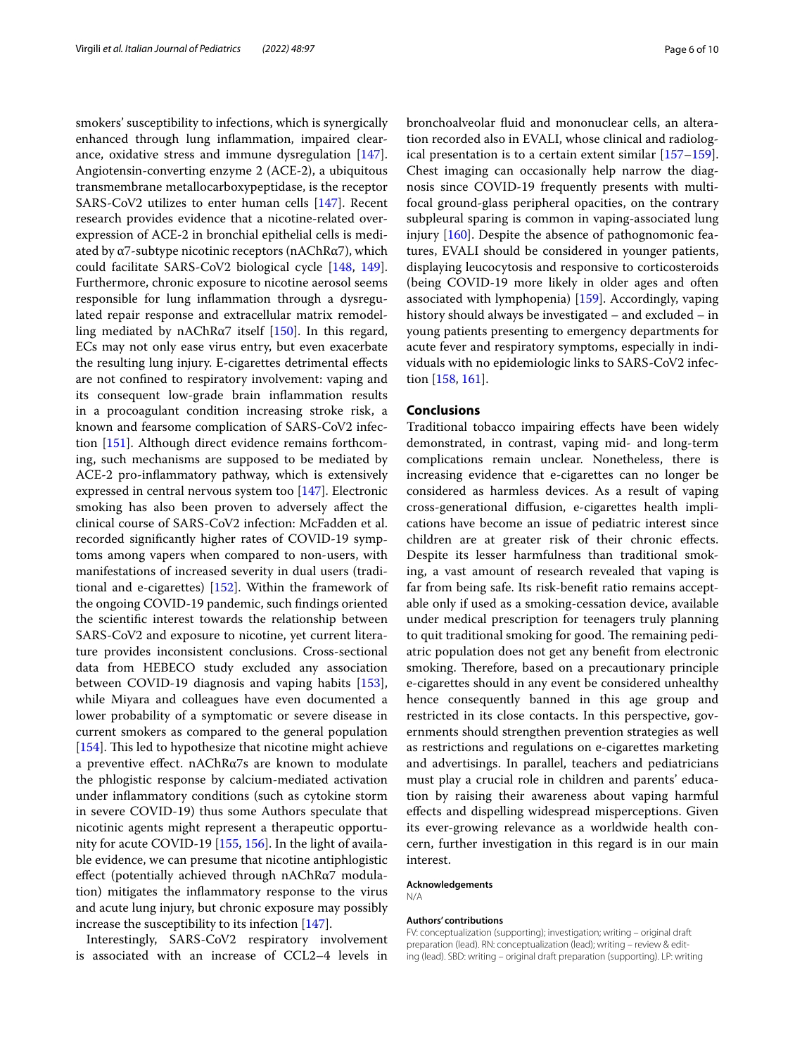smokers' susceptibility to infections, which is synergically enhanced through lung inflammation, impaired clearance, oxidative stress and immune dysregulation [147]. Angiotensin-converting enzyme 2 (ACE-2), a ubiquitous transmembrane metallocarboxypeptidase, is the receptor SARS-CoV2 utilizes to enter human cells [147]. Recent research provides evidence that a nicotine-related overexpression of ACE-2 in bronchial epithelial cells is mediated by α7-subtype nicotinic receptors (nAChRα7), which could facilitate SARS-CoV2 biological cycle [148, 149]. Furthermore, chronic exposure to nicotine aerosol seems responsible for lung inflammation through a dysregulated repair response and extracellular matrix remodelling mediated by nAChRα7 itself [150]. In this regard, ECs may not only ease virus entry, but even exacerbate the resulting lung injury. E-cigarettes detrimental effects are not confined to respiratory involvement: vaping and its consequent low-grade brain inflammation results in a procoagulant condition increasing stroke risk, a known and fearsome complication of SARS-CoV2 infection [151]. Although direct evidence remains forthcoming, such mechanisms are supposed to be mediated by ACE-2 pro-inflammatory pathway, which is extensively expressed in central nervous system too [147]. Electronic smoking has also been proven to adversely affect the clinical course of SARS-CoV2 infection: McFadden et al. recorded significantly higher rates of COVID-19 symptoms among vapers when compared to non-users, with manifestations of increased severity in dual users (traditional and e-cigarettes) [152]. Within the framework of the ongoing COVID-19 pandemic, such findings oriented the scientific interest towards the relationship between SARS-CoV2 and exposure to nicotine, yet current literature provides inconsistent conclusions. Cross-sectional data from HEBECO study excluded any association between COVID-19 diagnosis and vaping habits [153], while Miyara and colleagues have even documented a lower probability of a symptomatic or severe disease in current smokers as compared to the general population [154]. This led to hypothesize that nicotine might achieve a preventive effect. nAChRα7s are known to modulate the phlogistic response by calcium-mediated activation under inflammatory conditions (such as cytokine storm in severe COVID-19) thus some Authors speculate that nicotinic agents might represent a therapeutic opportunity for acute COVID-19 [155, 156]. In the light of available evidence, we can presume that nicotine antiphlogistic effect (potentially achieved through nAChRα7 modulation) mitigates the inflammatory response to the virus and acute lung injury, but chronic exposure may possibly increase the susceptibility to its infection [147].

Interestingly, SARS-CoV2 respiratory involvement is associated with an increase of CCL2–4 levels in bronchoalveolar fluid and mononuclear cells, an alteration recorded also in EVALI, whose clinical and radiological presentation is to a certain extent similar [157–159]. Chest imaging can occasionally help narrow the diagnosis since COVID-19 frequently presents with multifocal ground-glass peripheral opacities, on the contrary subpleural sparing is common in vaping-associated lung injury [160]. Despite the absence of pathognomonic features, EVALI should be considered in younger patients, displaying leucocytosis and responsive to corticosteroids (being COVID-19 more likely in older ages and often associated with lymphopenia) [159]. Accordingly, vaping history should always be investigated – and excluded – in young patients presenting to emergency departments for acute fever and respiratory symptoms, especially in individuals with no epidemiologic links to SARS-CoV2 infection [158, 161].

## Conclusions

Traditional tobacco impairing effects have been widely demonstrated, in contrast, vaping mid- and long-term complications remain unclear. Nonetheless, there is increasing evidence that e-cigarettes can no longer be considered as harmless devices. As a result of vaping cross-generational diffusion, e-cigarettes health implications have become an issue of pediatric interest since children are at greater risk of their chronic effects. Despite its lesser harmfulness than traditional smoking, a vast amount of research revealed that vaping is far from being safe. Its risk-benefit ratio remains acceptable only if used as a smoking-cessation device, available under medical prescription for teenagers truly planning to quit traditional smoking for good. The remaining pediatric population does not get any benefit from electronic smoking. Therefore, based on a precautionary principle e-cigarettes should in any event be considered unhealthy hence consequently banned in this age group and restricted in its close contacts. In this perspective, governments should strengthen prevention strategies as well as restrictions and regulations on e-cigarettes marketing and advertisings. In parallel, teachers and pediatricians must play a crucial role in children and parents' education by raising their awareness about vaping harmful effects and dispelling widespread misperceptions. Given its ever-growing relevance as a worldwide health concern, further investigation in this regard is in our main interest.

#### Acknowledgements

N/A

#### Authors' contributions

FV: conceptualization (supporting); investigation; writing – original draft preparation (lead). RN: conceptualization (lead); writing – review & editing (lead). SBD: writing – original draft preparation (supporting). LP: writing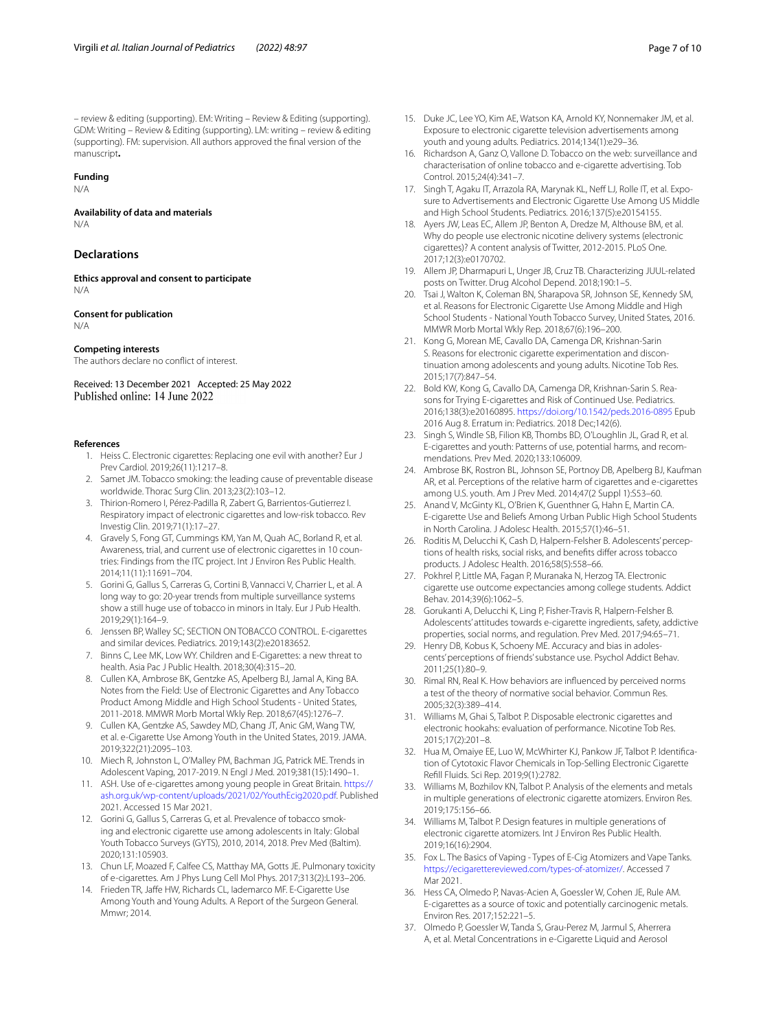– review & editing (supporting). EM: Writing – Review & Editing (supporting). GDM: Writing – Review & Editing (supporting). LM: writing – review & editing (supporting). FM: supervision. All authors approved the final version of the manuscript**.**

#### Funding

N/A

#### Availability of data and materials

N/A

## Declarations

#### Ethics approval and consent to participate

N/A

#### Consent for publication

N/A

#### Competing interests

The authors declare no conflict of interest.

Received: 13 December 2021 Accepted: 25 May 2022
Published online: 14 June 2022

#### References

1. Heiss C. Electronic cigarettes: Replacing one evil with another? Eur J Prev Cardiol. 2019;26(11):1217–8.
2. Samet JM. Tobacco smoking: the leading cause of preventable disease worldwide. Thorac Surg Clin. 2013;23(2):103–12.
3. Thirion-Romero I, Pérez-Padilla R, Zabert G, Barrientos-Gutierrez I. Respiratory impact of electronic cigarettes and low-risk tobacco. Rev Investig Clin. 2019;71(1):17–27.
4. Gravely S, Fong GT, Cummings KM, Yan M, Quah AC, Borland R, et al. Awareness, trial, and current use of electronic cigarettes in 10 countries: Findings from the ITC project. Int J Environ Res Public Health. 2014;11(11):11691–704.
5. Gorini G, Gallus S, Carreras G, Cortini B, Vannacci V, Charrier L, et al. A long way to go: 20-year trends from multiple surveillance systems show a still huge use of tobacco in minors in Italy. Eur J Pub Health. 2019;29(1):164–9.
6. Jenssen BP, Walley SC; SECTION ON TOBACCO CONTROL. E-cigarettes and similar devices. Pediatrics. 2019;143(2):e20183652.
7. Binns C, Lee MK, Low WY. Children and E-cigarettes: a new threat to health. Asia Pac J Public Health. 2018;30(4):315–20.
8. Cullen KA, Ambrose BK, Gentzke AS, Apelberg BJ, Jamal A, King BA. Notes from the Field: Use of Electronic Cigarettes and Any Tobacco Product Among Middle and High School Students - United States, 2011-2018. MMWR Morb Mortal Wkly Rep. 2018;67(45):1276–7.
9. Cullen KA, Gentzke AS, Sawdey MD, Chang JT, Anic GM, Wang TW, et al. e-Cigarette Use Among Youth in the United States, 2019. JAMA. 2019;322(21):2095–103.
10. Miech R, Johnston L, O'Malley PM, Bachman JG, Patrick ME. Trends in Adolescent Vaping, 2017-2019. N Engl J Med. 2019;381(15):1490–1.
11. ASH. Use of e-cigarettes among young people in Great Britain. https://ash.org.uk/wp-content/uploads/2021/02/YouthEcig2020.pdf. Published 2021. Accessed 15 Mar 2021.
12. Gorini G, Gallus S, Carreras G, et al. Prevalence of tobacco smoking and electronic cigarette use among adolescents in Italy: Global Youth Tobacco Surveys (GYTS), 2010, 2014, 2018. Prev Med (Baltim). 2020;131:105903.
13. Chun LF, Moazed F, Calfee CS, Matthay MA, Gotts JE. Pulmonary toxicity of e-cigarettes. Am J Phys Lung Cell Mol Phys. 2017;313(2):L193–206.
14. Frieden TR, Jaffe HW, Richards CL, Iademarco MF. E-Cigarette Use Among Youth and Young Adults. A Report of the Surgeon General. Mmwr; 2014.
15. Duke JC, Lee YO, Kim AE, Watson KA, Arnold KY, Nonnemaker JM, et al. Exposure to electronic cigarette television advertisements among youth and young adults. Pediatrics. 2014;134(1):e29–36.
16. Richardson A, Ganz O, Vallone D. Tobacco on the web: surveillance and characterisation of online tobacco and e-cigarette advertising. Tob Control. 2015;24(4):341–7.
17. Singh T, Agaku IT, Arrazola RA, Marynak KL, Neff LJ, Rolle IT, et al. Exposure to Advertisements and Electronic Cigarette Use Among US Middle and High School Students. Pediatrics. 2016;137(5):e20154155.
18. Ayers JW, Leas EC, Allem JP, Benton A, Dredze M, Althouse BM, et al. Why do people use electronic nicotine delivery systems (electronic cigarettes)? A content analysis of Twitter, 2012-2015. PLoS One. 2017;12(3):e0170702.
19. Allem JP, Dharmapuri L, Unger JB, Cruz TB. Characterizing JUUL-related posts on Twitter. Drug Alcohol Depend. 2018;190:1–5.
20. Tsai J, Walton K, Coleman BN, Sharapova SR, Johnson SE, Kennedy SM, et al. Reasons for Electronic Cigarette Use Among Middle and High School Students - National Youth Tobacco Survey, United States, 2016. MMWR Morb Mortal Wkly Rep. 2018;67(6):196–200.
21. Kong G, Morean ME, Cavallo DA, Camenga DR, Krishnan-Sarin S. Reasons for electronic cigarette experimentation and discontinuation among adolescents and young adults. Nicotine Tob Res. 2015;17(7):847–54.
22. Bold KW, Kong G, Cavallo DA, Camenga DR, Krishnan-Sarin S. Reasons for Trying E-cigarettes and Risk of Continued Use. Pediatrics. 2016;138(3):e20160895. https://doi.org/10.1542/peds.2016-0895 Epub 2016 Aug 8. Erratum in: Pediatrics. 2018 Dec;142(6).
23. Singh S, Windle SB, Filion KB, Thombs BD, O'Loughlin JL, Grad R, et al. E-cigarettes and youth: Patterns of use, potential harms, and recommendations. Prev Med. 2020;133:106009.
24. Ambrose BK, Rostron BL, Johnson SE, Portnoy DB, Apelberg BJ, Kaufman AR, et al. Perceptions of the relative harm of cigarettes and e-cigarettes among U.S. youth. Am J Prev Med. 2014;47(2 Suppl 1):S53–60.
25. Anand V, McGinty KL, O'Brien K, Guenthner G, Hahn E, Martin CA. E-cigarette Use and Beliefs Among Urban Public High School Students in North Carolina. J Adolesc Health. 2015;57(1):46–51.
26. Roditis M, Delucchi K, Cash D, Halpern-Felsher B. Adolescents' perceptions of health risks, social risks, and benefits differ across tobacco products. J Adolesc Health. 2016;58(5):558–66.
27. Pokhrel P, Little MA, Fagan P, Muranaka N, Herzog TA. Electronic cigarette use outcome expectancies among college students. Addict Behav. 2014;39(6):1062–5.
28. Gorukanti A, Delucchi K, Ling P, Fisher-Travis R, Halpern-Felsher B. Adolescents' attitudes towards e-cigarette ingredients, safety, addictive properties, social norms, and regulation. Prev Med. 2017;94:65–71.
29. Henry DB, Kobus K, Schoeny ME. Accuracy and bias in adolescents' perceptions of friends' substance use. Psychol Addict Behav. 2011;25(1):80–9.
30. Rimal RN, Real K. How behaviors are influenced by perceived norms a test of the theory of normative social behavior. Commun Res. 2005;32(3):389–414.
31. Williams M, Ghai S, Talbot P. Disposable electronic cigarettes and electronic hookahs: evaluation of performance. Nicotine Tob Res. 2015;17(2):201–8.
32. Hua M, Omaiye EE, Luo W, McWhirter KJ, Pankow JF, Talbot P. Identification of Cytotoxic Flavor Chemicals in Top-Selling Electronic Cigarette Refill Fluids. Sci Rep. 2019;9(1):2782.
33. Williams M, Bozhilov KN, Talbot P. Analysis of the elements and metals in multiple generations of electronic cigarette atomizers. Environ Res. 2019;175:156–66.
34. Williams M, Talbot P. Design features in multiple generations of electronic cigarette atomizers. Int J Environ Res Public Health. 2019;16(16):2904.
35. Fox L. The Basics of Vaping - Types of E-Cig Atomizers and Vape Tanks. https://ecigarettereviewed.com/types-of-atomizer/. Accessed 7 Mar 2021.
36. Hess CA, Olmedo P, Navas-Acien A, Goessler W, Cohen JE, Rule AM. E-cigarettes as a source of toxic and potentially carcinogenic metals. Environ Res. 2017;152:221–5.
37. Olmedo P, Goessler W, Tanda S, Grau-Perez M, Jarmul S, Aherrera A, et al. Metal Concentrations in e-Cigarette Liquid and Aerosol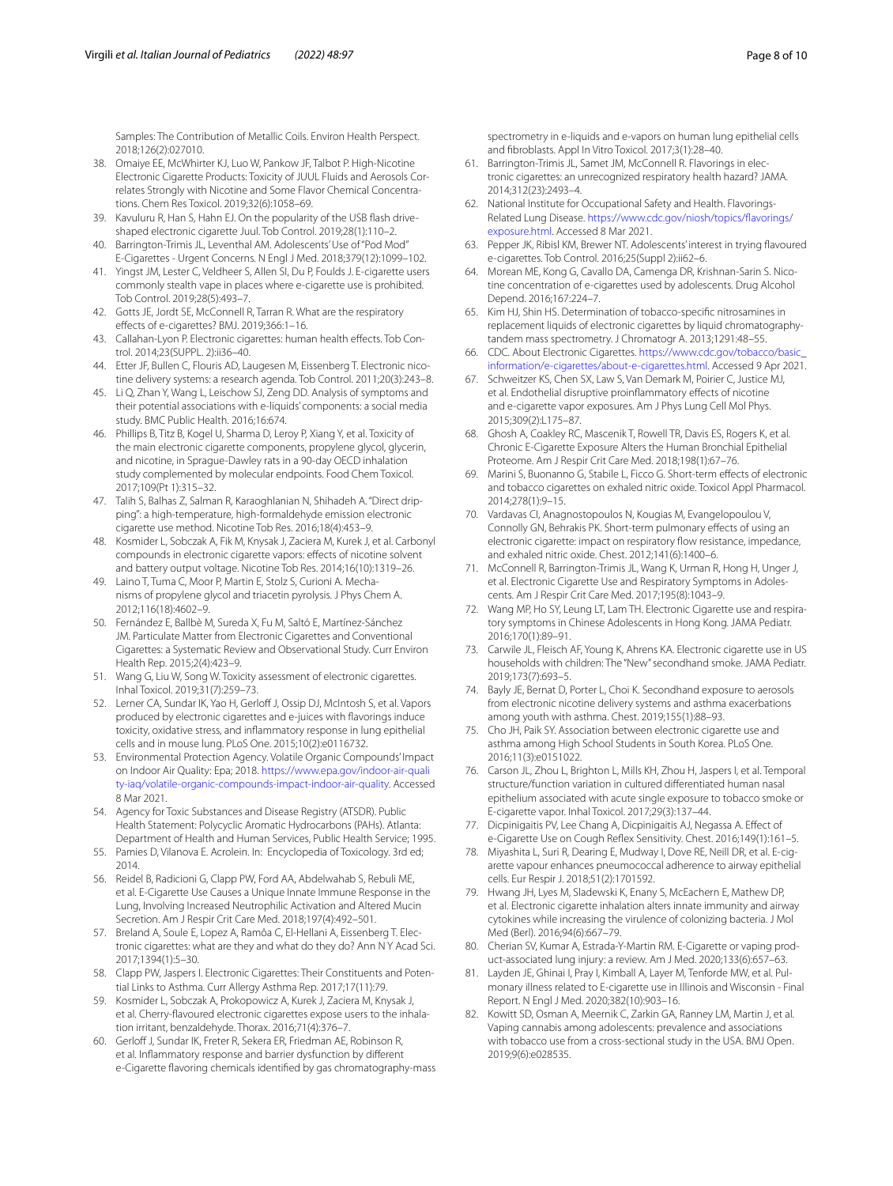Samples: The Contribution of Metallic Coils. Environ Health Perspect. 2018;126(2):027010.

38. Omaiye EE, McWhirter KJ, Luo W, Pankow JF, Talbot P. High-Nicotine Electronic Cigarette Products: Toxicity of JUUL Fluids and Aerosols Correlates Strongly with Nicotine and Some Flavor Chemical Concentrations. Chem Res Toxicol. 2019;32(6):1058–69.
39. Kavuluru R, Han S, Hahn EJ. On the popularity of the USB flash drive-shaped electronic cigarette Juul. Tob Control. 2019;28(1):110–2.
40. Barrington-Trimis JL, Leventhal AM. Adolescents' Use of "Pod Mod" E-Cigarettes - Urgent Concerns. N Engl J Med. 2018;379(12):1099–102.
41. Yingst JM, Lester C, Veldheer S, Allen SI, Du P, Foulds J. E-cigarette users commonly stealth vape in places where e-cigarette use is prohibited. Tob Control. 2019;28(5):493–7.
42. Gotts JE, Jordt SE, McConnell R, Tarran R. What are the respiratory effects of e-cigarettes? BMJ. 2019;366:1–16.
43. Callahan-Lyon P. Electronic cigarettes: human health effects. Tob Control. 2014;23(SUPPL. 2):ii36–40.
44. Etter JF, Bullen C, Flouris AD, Laugesen M, Eissenberg T. Electronic nicotine delivery systems: a research agenda. Tob Control. 2011;20(3):243–8.
45. Li Q, Zhan Y, Wang L, Leischow SJ, Zeng DD. Analysis of symptoms and their potential associations with e-liquids' components: a social media study. BMC Public Health. 2016;16:674.
46. Phillips B, Titz B, Kogel U, Sharma D, Leroy P, Xiang Y, et al. Toxicity of the main electronic cigarette components, propylene glycol, glycerin, and nicotine, in Sprague-Dawley rats in a 90-day OECD inhalation study complemented by molecular endpoints. Food Chem Toxicol. 2017;109(Pt 1):315–32.
47. Talih S, Balhas Z, Salman R, Karaoghlanian N, Shihadeh A. "Direct dripping": a high-temperature, high-formaldehyde emission electronic cigarette use method. Nicotine Tob Res. 2016;18(4):453–9.
48. Kosmider L, Sobczak A, Fik M, Knysak J, Zaciera M, Kurek J, et al. Carbonyl compounds in electronic cigarette vapors: effects of nicotine solvent and battery output voltage. Nicotine Tob Res. 2014;16(10):1319–26.
49. Laino T, Tuma C, Moor P, Martin E, Stolz S, Curioni A. Mechanisms of propylene glycol and triacetin pyrolysis. J Phys Chem A. 2012;116(18):4602–9.
50. Fernández E, Ballbè M, Sureda X, Fu M, Saltó E, Martínez-Sánchez JM. Particulate Matter from Electronic Cigarettes and Conventional Cigarettes: a Systematic Review and Observational Study. Curr Environ Health Rep. 2015;2(4):423–9.
51. Wang G, Liu W, Song W. Toxicity assessment of electronic cigarettes. Inhal Toxicol. 2019;31(7):259–73.
52. Lerner CA, Sundar IK, Yao H, Gerloff J, Ossip DJ, McIntosh S, et al. Vapors produced by electronic cigarettes and e-juices with flavorings induce toxicity, oxidative stress, and inflammatory response in lung epithelial cells and in mouse lung. PLoS One. 2015;10(2):e0116732.
53. Environmental Protection Agency. Volatile Organic Compounds' Impact on Indoor Air Quality: Epa; 2018. https://www.epa.gov/indoor-air-quality-iaq/volatile-organic-compounds-impact-indoor-air-quality. Accessed 8 Mar 2021.
54. Agency for Toxic Substances and Disease Registry (ATSDR). Public Health Statement: Polycyclic Aromatic Hydrocarbons (PAHs). Atlanta: Department of Health and Human Services, Public Health Service; 1995.
55. Pamies D, Vilanova E. Acrolein. In: Encyclopedia of Toxicology. 3rd ed; 2014.
56. Reidel B, Radicioni G, Clapp PW, Ford AA, Abdelwahab S, Rebuli ME, et al. E-Cigarette Use Causes a Unique Innate Immune Response in the Lung, Involving Increased Neutrophilic Activation and Altered Mucin Secretion. Am J Respir Crit Care Med. 2018;197(4):492–501.
57. Breland A, Soule E, Lopez A, Ramôa C, El-Hellani A, Eissenberg T. Electronic cigarettes: what are they and what do they do? Ann N Y Acad Sci. 2017;1394(1):5–30.
58. Clapp PW, Jaspers I. Electronic Cigarettes: Their Constituents and Potential Links to Asthma. Curr Allergy Asthma Rep. 2017;17(11):79.
59. Kosmider L, Sobczak A, Prokopowicz A, Kurek J, Zaciera M, Knysak J, et al. Cherry-flavoured electronic cigarettes expose users to the inhalation irritant, benzaldehyde. Thorax. 2016;71(4):376–7.
60. Gerloff J, Sundar IK, Freter R, Sekera ER, Friedman AE, Robinson R, et al. Inflammatory response and barrier dysfunction by different e-Cigarette flavoring chemicals identified by gas chromatography-mass spectrometry in e-liquids and e-vapors on human lung epithelial cells and fibroblasts. Appl In Vitro Toxicol. 2017;3(1):28–40.
61. Barrington-Trimis JL, Samet JM, McConnell R. Flavorings in electronic cigarettes: an unrecognized respiratory health hazard? JAMA. 2014;312(23):2493–4.
62. National Institute for Occupational Safety and Health. Flavorings-Related Lung Disease. https://www.cdc.gov/niosh/topics/flavorings/exposure.html. Accessed 8 Mar 2021.
63. Pepper JK, Ribisl KM, Brewer NT. Adolescents' interest in trying flavoured e-cigarettes. Tob Control. 2016;25(Suppl 2):ii62–6.
64. Morean ME, Kong G, Cavallo DA, Camenga DR, Krishnan-Sarin S. Nicotine concentration of e-cigarettes used by adolescents. Drug Alcohol Depend. 2016;167:224–7.
65. Kim HJ, Shin HS. Determination of tobacco-specific nitrosamines in replacement liquids of electronic cigarettes by liquid chromatography-tandem mass spectrometry. J Chromatogr A. 2013;1291:48–55.
66. CDC. About Electronic Cigarettes. https://www.cdc.gov/tobacco/basic_information/e-cigarettes/about-e-cigarettes.html. Accessed 9 Apr 2021.
67. Schweitzer KS, Chen SX, Law S, Van Demark M, Poirier C, Justice MJ, et al. Endothelial disruptive proinflammatory effects of nicotine and e-cigarette vapor exposures. Am J Phys Lung Cell Mol Phys. 2015;309(2):L175–87.
68. Ghosh A, Coakley RC, Mascenik T, Rowell TR, Davis ES, Rogers K, et al. Chronic E-Cigarette Exposure Alters the Human Bronchial Epithelial Proteome. Am J Respir Crit Care Med. 2018;198(1):67–76.
69. Marini S, Buonanno G, Stabile L, Ficco G. Short-term effects of electronic and tobacco cigarettes on exhaled nitric oxide. Toxicol Appl Pharmacol. 2014;278(1):9–15.
70. Vardavas CI, Anagnostopoulos N, Kougias M, Evangelopoulou V, Connolly GN, Behrakis PK. Short-term pulmonary effects of using an electronic cigarette: impact on respiratory flow resistance, impedance, and exhaled nitric oxide. Chest. 2012;141(6):1400–6.
71. McConnell R, Barrington-Trimis JL, Wang K, Urman R, Hong H, Unger J, et al. Electronic Cigarette Use and Respiratory Symptoms in Adolescents. Am J Respir Crit Care Med. 2017;195(8):1043–9.
72. Wang MP, Ho SY, Leung LT, Lam TH. Electronic Cigarette use and respiratory symptoms in Chinese Adolescents in Hong Kong. JAMA Pediatr. 2016;170(1):89–91.
73. Carwile JL, Fleisch AF, Young K, Ahrens KA. Electronic cigarette use in US households with children: The "New" secondhand smoke. JAMA Pediatr. 2019;173(7):693–5.
74. Bayly JE, Bernat D, Porter L, Choi K. Secondhand exposure to aerosols from electronic nicotine delivery systems and asthma exacerbations among youth with asthma. Chest. 2019;155(1):88–93.
75. Cho JH, Paik SY. Association between electronic cigarette use and asthma among High School Students in South Korea. PLoS One. 2016;11(3):e0151022.
76. Carson JL, Zhou L, Brighton L, Mills KH, Zhou H, Jaspers I, et al. Temporal structure/function variation in cultured differentiated human nasal epithelium associated with acute single exposure to tobacco smoke or E-cigarette vapor. Inhal Toxicol. 2017;29(3):137–44.
77. Dicpinigaitis PV, Lee Chang A, Dicpinigaitis AJ, Negassa A. Effect of e-Cigarette Use on Cough Reflex Sensitivity. Chest. 2016;149(1):161–5.
78. Miyashita L, Suri R, Dearing E, Mudway I, Dove RE, Neill DR, et al. E-cigarette vapour enhances pneumococcal adherence to airway epithelial cells. Eur Respir J. 2018;51(2):1701592.
79. Hwang JH, Lyes M, Sladewski K, Enany S, McEachern E, Mathew DP, et al. Electronic cigarette inhalation alters innate immunity and airway cytokines while increasing the virulence of colonizing bacteria. J Mol Med (Berl). 2016;94(6):667–79.
80. Cherian SV, Kumar A, Estrada-Y-Martin RM. E-Cigarette or vaping product-associated lung injury: a review. Am J Med. 2020;133(6):657–63.
81. Layden JE, Ghinai I, Pray I, Kimball A, Layer M, Tenforde MW, et al. Pulmonary illness related to E-cigarette use in Illinois and Wisconsin - Final Report. N Engl J Med. 2020;382(10):903–16.
82. Kowitt SD, Osman A, Meernik C, Zarkin GA, Ranney LM, Martin J, et al. Vaping cannabis among adolescents: prevalence and associations with tobacco use from a cross-sectional study in the USA. BMJ Open. 2019;9(6):e028535.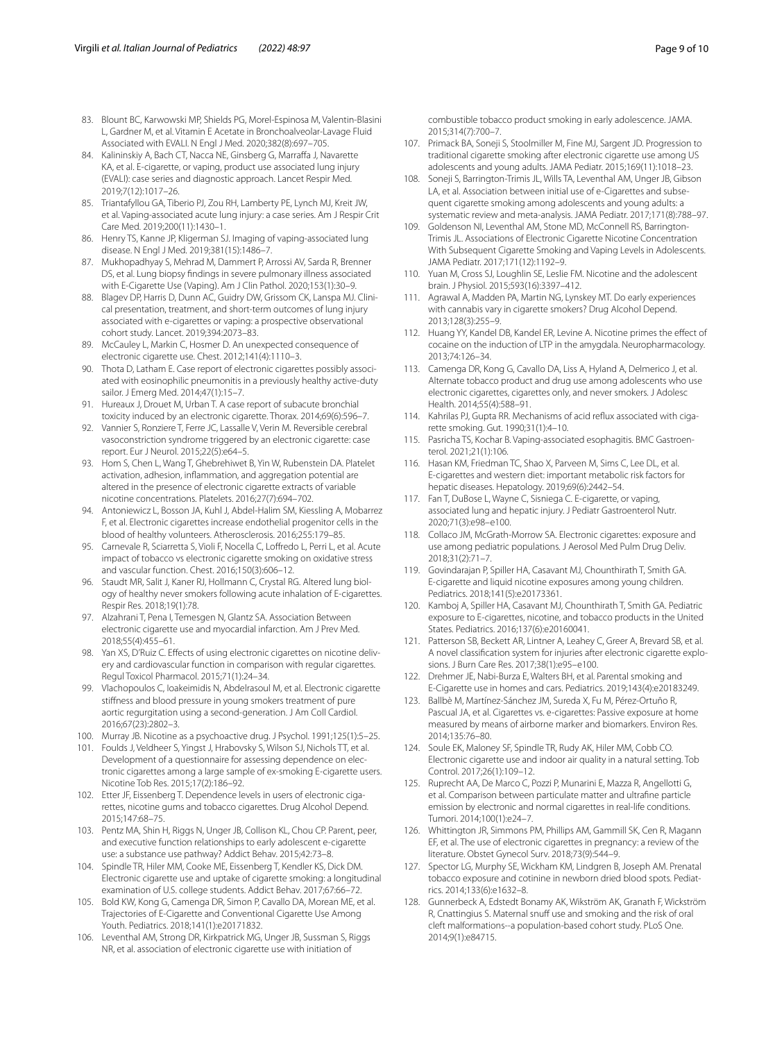83. Blount BC, Karwowski MP, Shields PG, Morel-Espinosa M, Valentin-Blasini L, Gardner M, et al. Vitamin E Acetate in Bronchoalveolar-Lavage Fluid Associated with EVALI. N Engl J Med. 2020;382(8):697–705.
84. Kalininskiy A, Bach CT, Nacca NE, Ginsberg G, Marraffa J, Navarette KA, et al. E-cigarette, or vaping, product use associated lung injury (EVALI): case series and diagnostic approach. Lancet Respir Med. 2019;7(12):1017–26.
85. Triantafyllou GA, Tiberio PJ, Zou RH, Lamberty PE, Lynch MJ, Kreit JW, et al. Vaping-associated acute lung injury: a case series. Am J Respir Crit Care Med. 2019;200(11):1430–1.
86. Henry TS, Kanne JP, Kligerman SJ. Imaging of vaping-associated lung disease. N Engl J Med. 2019;381(15):1486–7.
87. Mukhopadhyay S, Mehrad M, Dammert P, Arrossi AV, Sarda R, Brenner DS, et al. Lung biopsy findings in severe pulmonary illness associated with E-Cigarette Use (Vaping). Am J Clin Pathol. 2020;153(1):30–9.
88. Blagev DP, Harris D, Dunn AC, Guidry DW, Grissom CK, Lanspa MJ. Clinical presentation, treatment, and short-term outcomes of lung injury associated with e-cigarettes or vaping: a prospective observational cohort study. Lancet. 2019;394:2073–83.
89. McCauley L, Markin C, Hosmer D. An unexpected consequence of electronic cigarette use. Chest. 2012;141(4):1110–3.
90. Thota D, Latham E. Case report of electronic cigarettes possibly associated with eosinophilic pneumonitis in a previously healthy active-duty sailor. J Emerg Med. 2014;47(1):15–7.
91. Hureaux J, Drouet M, Urban T. A case report of subacute bronchial toxicity induced by an electronic cigarette. Thorax. 2014;69(6):596–7.
92. Vannier S, Ronziere T, Ferre JC, Lassalle V, Verin M. Reversible cerebral vasoconstriction syndrome triggered by an electronic cigarette: case report. Eur J Neurol. 2015;22(5):e64–5.
93. Hom S, Chen L, Wang T, Ghebrehiwet B, Yin W, Rubenstein DA. Platelet activation, adhesion, inflammation, and aggregation potential are altered in the presence of electronic cigarette extracts of variable nicotine concentrations. Platelets. 2016;27(7):694–702.
94. Antoniewicz L, Bosson JA, Kuhl J, Abdel-Halim SM, Kiessling A, Mobarrez F, et al. Electronic cigarettes increase endothelial progenitor cells in the blood of healthy volunteers. Atherosclerosis. 2016;255:179–85.
95. Carnevale R, Sciarretta S, Violi F, Nocella C, Loffredo L, Perri L, et al. Acute impact of tobacco vs electronic cigarette smoking on oxidative stress and vascular function. Chest. 2016;150(3):606–12.
96. Staudt MR, Salit J, Kaner RJ, Hollmann C, Crystal RG. Altered lung biology of healthy never smokers following acute inhalation of E-cigarettes. Respir Res. 2018;19(1):78.
97. Alzahrani T, Pena I, Temesgen N, Glantz SA. Association Between electronic cigarette use and myocardial infarction. Am J Prev Med. 2018;55(4):455–61.
98. Yan XS, D'Ruiz C. Effects of using electronic cigarettes on nicotine delivery and cardiovascular function in comparison with regular cigarettes. Regul Toxicol Pharmacol. 2015;71(1):24–34.
99. Vlachopoulos C, Ioakeimidis N, Abdelrasoul M, et al. Electronic cigarette stiffness and blood pressure in young smokers treatment of pure aortic regurgitation using a second-generation. J Am Coll Cardiol. 2016;67(23):2802–3.
100. Murray JB. Nicotine as a psychoactive drug. J Psychol. 1991;125(1):5–25.
101. Foulds J, Veldheer S, Yingst J, Hrabovsky S, Wilson SJ, Nichols TT, et al. Development of a questionnaire for assessing dependence on electronic cigarettes among a large sample of ex-smoking E-cigarette users. Nicotine Tob Res. 2015;17(2):186–92.
102. Etter JF, Eissenberg T. Dependence levels in users of electronic cigarettes, nicotine gums and tobacco cigarettes. Drug Alcohol Depend. 2015;147:68–75.
103. Pentz MA, Shin H, Riggs N, Unger JB, Collison KL, Chou CP. Parent, peer, and executive function relationships to early adolescent e-cigarette use: a substance use pathway? Addict Behav. 2015;42:73–8.
104. Spindle TR, Hiler MM, Cooke ME, Eissenberg T, Kendler KS, Dick DM. Electronic cigarette use and uptake of cigarette smoking: a longitudinal examination of U.S. college students. Addict Behav. 2017;67:66–72.
105. Bold KW, Kong G, Camenga DR, Simon P, Cavallo DA, Morean ME, et al. Trajectories of E-Cigarette and Conventional Cigarette Use Among Youth. Pediatrics. 2018;141(1):e20171832.
106. Leventhal AM, Strong DR, Kirkpatrick MG, Unger JB, Sussman S, Riggs NR, et al. association of electronic cigarette use with initiation of combustible tobacco product smoking in early adolescence. JAMA. 2015;314(7):700–7.
107. Primack BA, Soneji S, Stoolmiller M, Fine MJ, Sargent JD. Progression to traditional cigarette smoking after electronic cigarette use among US adolescents and young adults. JAMA Pediatr. 2015;169(11):1018–23.
108. Soneji S, Barrington-Trimis JL, Wills TA, Leventhal AM, Unger JB, Gibson LA, et al. Association between initial use of e-Cigarettes and subsequent cigarette smoking among adolescents and young adults: a systematic review and meta-analysis. JAMA Pediatr. 2017;171(8):788–97.
109. Goldenson NI, Leventhal AM, Stone MD, McConnell RS, Barrington-Trimis JL. Associations of Electronic Cigarette Nicotine Concentration With Subsequent Cigarette Smoking and Vaping Levels in Adolescents. JAMA Pediatr. 2017;171(12):1192–9.
110. Yuan M, Cross SJ, Loughlin SE, Leslie FM. Nicotine and the adolescent brain. J Physiol. 2015;593(16):3397–412.
111. Agrawal A, Madden PA, Martin NG, Lynskey MT. Do early experiences with cannabis vary in cigarette smokers? Drug Alcohol Depend. 2013;128(3):255–9.
112. Huang YY, Kandel DB, Kandel ER, Levine A. Nicotine primes the effect of cocaine on the induction of LTP in the amygdala. Neuropharmacology. 2013;74:126–34.
113. Camenga DR, Kong G, Cavallo DA, Liss A, Hyland A, Delmerico J, et al. Alternate tobacco product and drug use among adolescents who use electronic cigarettes, cigarettes only, and never smokers. J Adolesc Health. 2014;55(4):588–91.
114. Kahrilas PJ, Gupta RR. Mechanisms of acid reflux associated with cigarette smoking. Gut. 1990;31(1):4–10.
115. Pasricha TS, Kochar B. Vaping-associated esophagitis. BMC Gastroenterol. 2021;21(1):106.
116. Hasan KM, Friedman TC, Shao X, Parveen M, Sims C, Lee DL, et al. E-cigarettes and western diet: important metabolic risk factors for hepatic diseases. Hepatology. 2019;69(6):2442–54.
117. Fan T, DuBose L, Wayne C, Sisniega C. E-cigarette, or vaping, associated lung and hepatic injury. J Pediatr Gastroenterol Nutr. 2020;71(3):e98–e100.
118. Collaco JM, McGrath-Morrow SA. Electronic cigarettes: exposure and use among pediatric populations. J Aerosol Med Pulm Drug Deliv. 2018;31(2):71–7.
119. Govindarajan P, Spiller HA, Casavant MJ, Chounthirath T, Smith GA. E-cigarette and liquid nicotine exposures among young children. Pediatrics. 2018;141(5):e20173361.
120. Kamboj A, Spiller HA, Casavant MJ, Chounthirath T, Smith GA. Pediatric exposure to E-cigarettes, nicotine, and tobacco products in the United States. Pediatrics. 2016;137(6):e20160041.
121. Patterson SB, Beckett AR, Lintner A, Leahey C, Greer A, Brevard SB, et al. A novel classification system for injuries after electronic cigarette explosions. J Burn Care Res. 2017;38(1):e95–e100.
122. Drehmer JE, Nabi-Burza E, Walters BH, et al. Parental smoking and E-Cigarette use in homes and cars. Pediatrics. 2019;143(4):e20183249.
123. Ballbè M, Martínez-Sánchez JM, Sureda X, Fu M, Pérez-Ortuño R, Pascual JA, et al. Cigarettes vs. e-cigarettes: Passive exposure at home measured by means of airborne marker and biomarkers. Environ Res. 2014;135:76–80.
124. Soule EK, Maloney SF, Spindle TR, Rudy AK, Hiler MM, Cobb CO. Electronic cigarette use and indoor air quality in a natural setting. Tob Control. 2017;26(1):109–12.
125. Ruprecht AA, De Marco C, Pozzi P, Munarini E, Mazza R, Angellotti G, et al. Comparison between particulate matter and ultrafine particle emission by electronic and normal cigarettes in real-life conditions. Tumori. 2014;100(1):e24–7.
126. Whittington JR, Simmons PM, Phillips AM, Gammill SK, Cen R, Magann EF, et al. The use of electronic cigarettes in pregnancy: a review of the literature. Obstet Gynecol Surv. 2018;73(9):544–9.
127. Spector LG, Murphy SE, Wickham KM, Lindgren B, Joseph AM. Prenatal tobacco exposure and cotinine in newborn dried blood spots. Pediatrics. 2014;133(6):e1632–8.
128. Gunnerbeck A, Edstedt Bonamy AK, Wikström AK, Granath F, Wickström R, Cnattingius S. Maternal snuff use and smoking and the risk of oral cleft malformations--a population-based cohort study. PLoS One. 2014;9(1):e84715.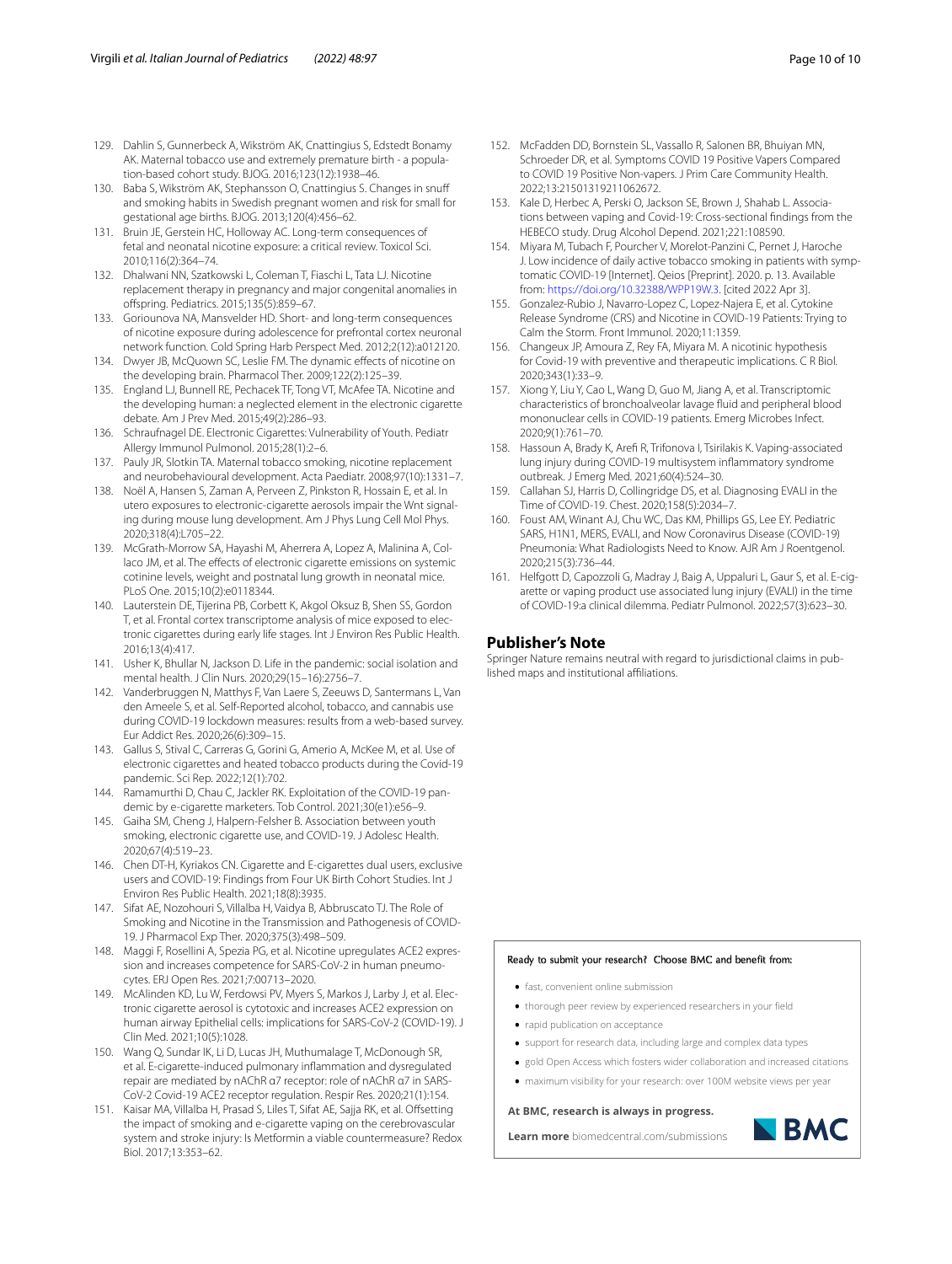129. Dahlin S, Gunnerbeck A, Wikström AK, Cnattingius S, Edstedt Bonamy AK. Maternal tobacco use and extremely premature birth - a population-based cohort study. BJOG. 2016;123(12):1938–46.
130. Baba S, Wikström AK, Stephansson O, Cnattingius S. Changes in snuff and smoking habits in Swedish pregnant women and risk for small for gestational age births. BJOG. 2013;120(4):456–62.
131. Bruin JE, Gerstein HC, Holloway AC. Long-term consequences of fetal and neonatal nicotine exposure: a critical review. Toxicol Sci. 2010;116(2):364–74.
132. Dhalwani NN, Szatkowski L, Coleman T, Fiaschi L, Tata LJ. Nicotine replacement therapy in pregnancy and major congenital anomalies in offspring. Pediatrics. 2015;135(5):859–67.
133. Goriounova NA, Mansvelder HD. Short- and long-term consequences of nicotine exposure during adolescence for prefrontal cortex neuronal network function. Cold Spring Harb Perspect Med. 2012;2(12):a012120.
134. Dwyer JB, McQuown SC, Leslie FM. The dynamic effects of nicotine on the developing brain. Pharmacol Ther. 2009;122(2):125–39.
135. England LJ, Bunnell RE, Pechacek TF, Tong VT, McAfee TA. Nicotine and the developing human: a neglected element in the electronic cigarette debate. Am J Prev Med. 2015;49(2):286–93.
136. Schraufnagel DE. Electronic Cigarettes: Vulnerability of Youth. Pediatr Allergy Immunol Pulmonol. 2015;28(1):2–6.
137. Pauly JR, Slotkin TA. Maternal tobacco smoking, nicotine replacement and neurobehavioural development. Acta Paediatr. 2008;97(10):1331–7.
138. Noël A, Hansen S, Zaman A, Perveen Z, Pinkston R, Hossain E, et al. In utero exposures to electronic-cigarette aerosols impair the Wnt signaling during mouse lung development. Am J Phys Lung Cell Mol Phys. 2020;318(4):L705–22.
139. McGrath-Morrow SA, Hayashi M, Aherrera A, Lopez A, Malinina A, Collaco JM, et al. The effects of electronic cigarette emissions on systemic cotinine levels, weight and postnatal lung growth in neonatal mice. PLoS One. 2015;10(2):e0118344.
140. Lauterstein DE, Tijerina PB, Corbett K, Akgol Oksuz B, Shen SS, Gordon T, et al. Frontal cortex transcriptome analysis of mice exposed to electronic cigarettes during early life stages. Int J Environ Res Public Health. 2016;13(4):417.
141. Usher K, Bhullar N, Jackson D. Life in the pandemic: social isolation and mental health. J Clin Nurs. 2020;29(15–16):2756–7.
142. Vanderbruggen N, Matthys F, Van Laere S, Zeeuws D, Santermans L, Van den Ameele S, et al. Self-Reported alcohol, tobacco, and cannabis use during COVID-19 lockdown measures: results from a web-based survey. Eur Addict Res. 2020;26(6):309–15.
143. Gallus S, Stival C, Carreras G, Gorini G, Amerio A, McKee M, et al. Use of electronic cigarettes and heated tobacco products during the Covid-19 pandemic. Sci Rep. 2022;12(1):702.
144. Ramamurthi D, Chau C, Jackler RK. Exploitation of the COVID-19 pandemic by e-cigarette marketers. Tob Control. 2021;30(e1):e56–9.
145. Gaiha SM, Cheng J, Halpern-Felsher B. Association between youth smoking, electronic cigarette use, and COVID-19. J Adolesc Health. 2020;67(4):519–23.
146. Chen DT-H, Kyriakos CN. Cigarette and E-cigarettes dual users, exclusive users and COVID-19: Findings from Four UK Birth Cohort Studies. Int J Environ Res Public Health. 2021;18(8):3935.
147. Sifat AE, Nozohouri S, Villalba H, Vaidya B, Abbruscato TJ. The Role of Smoking and Nicotine in the Transmission and Pathogenesis of COVID-19. J Pharmacol Exp Ther. 2020;375(3):498–509.
148. Maggi F, Rosellini A, Spezia PG, et al. Nicotine upregulates ACE2 expression and increases competence for SARS-CoV-2 in human pneumocytes. ERJ Open Res. 2021;7:00713–2020.
149. McAlinden KD, Lu W, Ferdowsi PV, Myers S, Markos J, Larby J, et al. Electronic cigarette aerosol is cytotoxic and increases ACE2 expression on human airway Epithelial cells: implications for SARS-CoV-2 (COVID-19). J Clin Med. 2021;10(5):1028.
150. Wang Q, Sundar IK, Li D, Lucas JH, Muthumalage T, McDonough SR, et al. E-cigarette-induced pulmonary inflammation and dysregulated repair are mediated by nAChR α7 receptor: role of nAChR α7 in SARS-CoV-2 Covid-19 ACE2 receptor regulation. Respir Res. 2020;21(1):154.
151. Kaisar MA, Villalba H, Prasad S, Liles T, Sifat AE, Sajja RK, et al. Offsetting the impact of smoking and e-cigarette vaping on the cerebrovascular system and stroke injury: Is Metformin a viable countermeasure? Redox Biol. 2017;13:353–62.
152. McFadden DD, Bornstein SL, Vassallo R, Salonen BR, Bhuiyan MN, Schroeder DR, et al. Symptoms COVID 19 Positive Vapers Compared to COVID 19 Positive Non-vapers. J Prim Care Community Health. 2022;13:21501319211062672.
153. Kale D, Herbec A, Perski O, Jackson SE, Brown J, Shahab L. Associations between vaping and Covid-19: Cross-sectional findings from the HEBECO study. Drug Alcohol Depend. 2021;221:108590.
154. Miyara M, Tubach F, Pourcher V, Morelot-Panzini C, Pernet J, Haroche J. Low incidence of daily active tobacco smoking in patients with symptomatic COVID-19 [Internet]. Qeios [Preprint]. 2020. p. 13. Available from: https://doi.org/10.32388/WPP19W.3. [cited 2022 Apr 3].
155. Gonzalez-Rubio J, Navarro-Lopez C, Lopez-Najera E, et al. Cytokine Release Syndrome (CRS) and Nicotine in COVID-19 Patients: Trying to Calm the Storm. Front Immunol. 2020;11:1359.
156. Changeux JP, Amoura Z, Rey FA, Miyara M. A nicotinic hypothesis for Covid-19 with preventive and therapeutic implications. C R Biol. 2020;343(1):33–9.
157. Xiong Y, Liu Y, Cao L, Wang D, Guo M, Jiang A, et al. Transcriptomic characteristics of bronchoalveolar lavage fluid and peripheral blood mononuclear cells in COVID-19 patients. Emerg Microbes Infect. 2020;9(1):761–70.
158. Hassoun A, Brady K, Arefi R, Trifonova I, Tsirilakis K. Vaping-associated lung injury during COVID-19 multisystem inflammatory syndrome outbreak. J Emerg Med. 2021;60(4):524–30.
159. Callahan SJ, Harris D, Collingridge DS, et al. Diagnosing EVALI in the Time of COVID-19. Chest. 2020;158(5):2034–7.
160. Foust AM, Winant AJ, Chu WC, Das KM, Phillips GS, Lee EY. Pediatric SARS, H1N1, MERS, EVALI, and Now Coronavirus Disease (COVID-19) Pneumonia: What Radiologists Need to Know. AJR Am J Roentgenol. 2020;215(3):736–44.
161. Helfgott D, Capozzoli G, Madray J, Baig A, Uppaluri L, Gaur S, et al. E-cigarette or vaping product use associated lung injury (EVALI) in the time of COVID-19:a clinical dilemma. Pediatr Pulmonol. 2022;57(3):623–30.

## Publisher's Note

Springer Nature remains neutral with regard to jurisdictional claims in published maps and institutional affiliations.

Ready to submit your research? Choose BMC and benefit from:

- fast, convenient online submission
- thorough peer review by experienced researchers in your field
- rapid publication on acceptance
- support for research data, including large and complex data types
- gold Open Access which fosters wider collaboration and increased citations
- maximum visibility for your research: over 100M website views per year

**At BMC, research is always in progress.**

**Learn more** biomedcentral.com/submissions

BMC